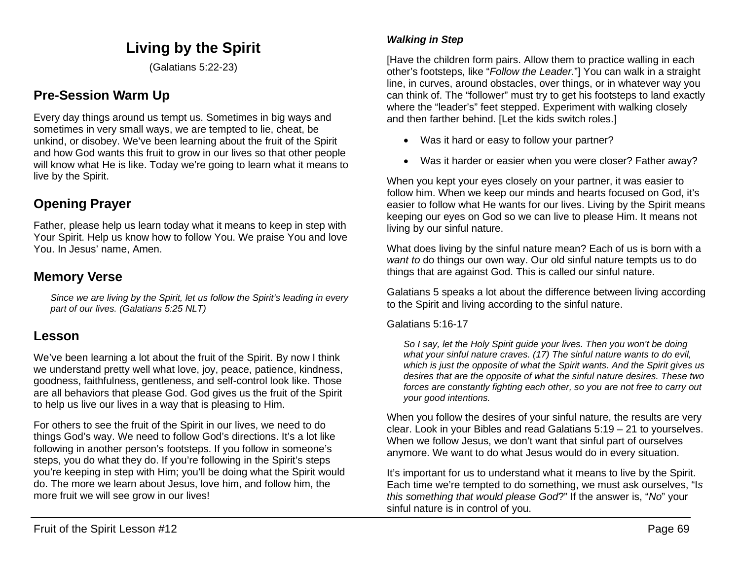# Living by the Spirit

(Galatians 5:22-23)

## Pre-Session Warm Up

Every day things around us tempt us. Sometimes in big ways and sometimes in very small ways, we are tempted to lie, cheat, be unkind, or disobey. We've been learning about the fruit of the Spirit and how God wants this fruit to grow in our lives so that other people will know what He is like. Today we're going to learn what it means to live by the Spirit.

## Opening Prayer

Father, please help us learn today what it means to keep in step with Your Spirit. Help us know how to follow You. We praise You and love You. In Jesus' name, Amen.

## Memory Verse

> *Since we are living by the Spirit, let us follow the Spirit's leading in every part of our lives. (Galatians 5:25 NLT)*

## Lesson

We've been learning a lot about the fruit of the Spirit. By now I think we understand pretty well what love, joy, peace, patience, kindness, goodness, faithfulness, gentleness, and self-control look like. Those are all behaviors that please God. God gives us the fruit of the Spirit to help us live our lives in a way that is pleasing to Him.

For others to see the fruit of the Spirit in our lives, we need to do things God's way. We need to follow God's directions. It's a lot like following in another person's footsteps. If you follow in someone's steps, you do what they do. If you're following in the Spirit's steps you're keeping in step with Him; you'll be doing what the Spirit would do. The more we learn about Jesus, love him, and follow him, the more fruit we will see grow in our lives!

***Walking in Step***

[Have the children form pairs. Allow them to practice walling in each other's footsteps, like "*Follow the Leader*."] You can walk in a straight line, in curves, around obstacles, over things, or in whatever way you can think of. The "follower" must try to get his footsteps to land exactly where the "leader's" feet stepped. Experiment with walking closely and then farther behind. [Let the kids switch roles.]

- Was it hard or easy to follow your partner?
- Was it harder or easier when you were closer? Father away?

When you kept your eyes closely on your partner, it was easier to follow him. When we keep our minds and hearts focused on God, it's easier to follow what He wants for our lives. Living by the Spirit means keeping our eyes on God so we can live to please Him. It means not living by our sinful nature.

What does living by the sinful nature mean? Each of us is born with a *want to* do things our own way. Our old sinful nature tempts us to do things that are against God. This is called our sinful nature.

Galatians 5 speaks a lot about the difference between living according to the Spirit and living according to the sinful nature.

Galatians 5:16-17

> *So I say, let the Holy Spirit guide your lives. Then you won't be doing what your sinful nature craves. (17) The sinful nature wants to do evil, which is just the opposite of what the Spirit wants. And the Spirit gives us desires that are the opposite of what the sinful nature desires. These two forces are constantly fighting each other, so you are not free to carry out your good intentions.*

When you follow the desires of your sinful nature, the results are very clear. Look in your Bibles and read Galatians 5:19 – 21 to yourselves. When we follow Jesus, we don't want that sinful part of ourselves anymore. We want to do what Jesus would do in every situation.

It's important for us to understand what it means to live by the Spirit. Each time we're tempted to do something, we must ask ourselves, "I*s this something that would please God*?" If the answer is, "*No*" your sinful nature is in control of you.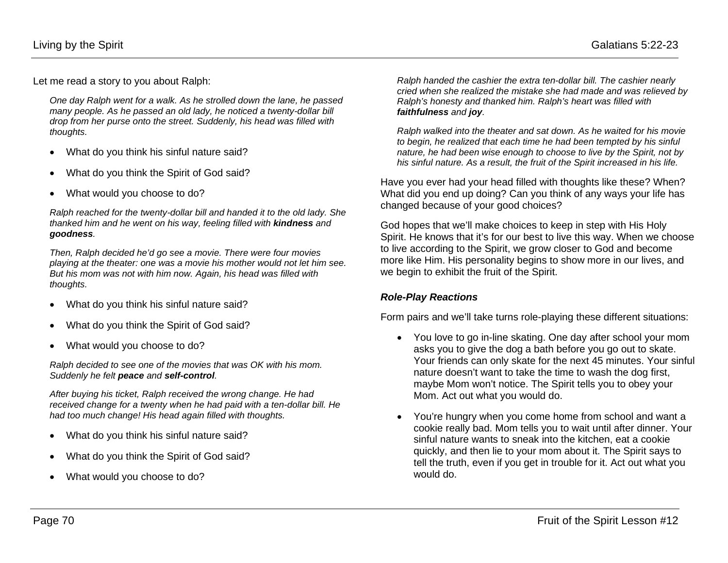Let me read a story to you about Ralph:

*One day Ralph went for a walk. As he strolled down the lane, he passed many people. As he passed an old lady, he noticed a twenty-dollar bill drop from her purse onto the street. Suddenly, his head was filled with thoughts.*

- What do you think his sinful nature said?
- What do you think the Spirit of God said?
- What would you choose to do?

*Ralph reached for the twenty-dollar bill and handed it to the old lady. She thanked him and he went on his way, feeling filled with* ***kindness*** *and* ***goodness****.*

*Then, Ralph decided he'd go see a movie. There were four movies playing at the theater: one was a movie his mother would not let him see. But his mom was not with him now. Again, his head was filled with thoughts.*

- What do you think his sinful nature said?
- What do you think the Spirit of God said?
- What would you choose to do?

*Ralph decided to see one of the movies that was OK with his mom. Suddenly he felt* ***peace*** *and* ***self-control****.*

*After buying his ticket, Ralph received the wrong change. He had received change for a twenty when he had paid with a ten-dollar bill. He had too much change! His head again filled with thoughts.*

- What do you think his sinful nature said?
- What do you think the Spirit of God said?
- What would you choose to do?

*Ralph handed the cashier the extra ten-dollar bill. The cashier nearly cried when she realized the mistake she had made and was relieved by Ralph's honesty and thanked him. Ralph's heart was filled with* ***faithfulness*** *and* ***joy****.*

*Ralph walked into the theater and sat down. As he waited for his movie to begin, he realized that each time he had been tempted by his sinful nature, he had been wise enough to choose to live by the Spirit, not by his sinful nature. As a result, the fruit of the Spirit increased in his life.*

Have you ever had your head filled with thoughts like these? When? What did you end up doing? Can you think of any ways your life has changed because of your good choices?

God hopes that we'll make choices to keep in step with His Holy Spirit. He knows that it's for our best to live this way. When we choose to live according to the Spirit, we grow closer to God and become more like Him. His personality begins to show more in our lives, and we begin to exhibit the fruit of the Spirit.

***Role-Play Reactions***

Form pairs and we'll take turns role-playing these different situations:

- You love to go in-line skating. One day after school your mom asks you to give the dog a bath before you go out to skate. Your friends can only skate for the next 45 minutes. Your sinful nature doesn't want to take the time to wash the dog first, maybe Mom won't notice. The Spirit tells you to obey your Mom. Act out what you would do.
- You're hungry when you come home from school and want a cookie really bad. Mom tells you to wait until after dinner. Your sinful nature wants to sneak into the kitchen, eat a cookie quickly, and then lie to your mom about it. The Spirit says to tell the truth, even if you get in trouble for it. Act out what you would do.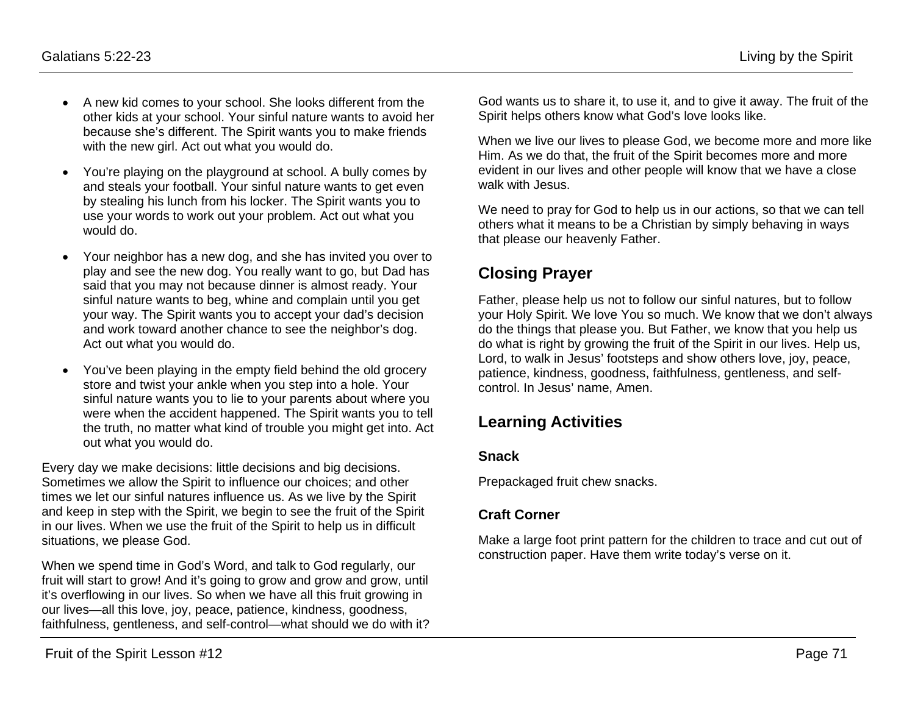- A new kid comes to your school. She looks different from the other kids at your school. Your sinful nature wants to avoid her because she's different. The Spirit wants you to make friends with the new girl. Act out what you would do.
- You're playing on the playground at school. A bully comes by and steals your football. Your sinful nature wants to get even by stealing his lunch from his locker. The Spirit wants you to use your words to work out your problem. Act out what you would do.
- Your neighbor has a new dog, and she has invited you over to play and see the new dog. You really want to go, but Dad has said that you may not because dinner is almost ready. Your sinful nature wants to beg, whine and complain until you get your way. The Spirit wants you to accept your dad's decision and work toward another chance to see the neighbor's dog. Act out what you would do.
- You've been playing in the empty field behind the old grocery store and twist your ankle when you step into a hole. Your sinful nature wants you to lie to your parents about where you were when the accident happened. The Spirit wants you to tell the truth, no matter what kind of trouble you might get into. Act out what you would do.

Every day we make decisions: little decisions and big decisions. Sometimes we allow the Spirit to influence our choices; and other times we let our sinful natures influence us. As we live by the Spirit and keep in step with the Spirit, we begin to see the fruit of the Spirit in our lives. When we use the fruit of the Spirit to help us in difficult situations, we please God.

When we spend time in God's Word, and talk to God regularly, our fruit will start to grow! And it's going to grow and grow and grow, until it's overflowing in our lives. So when we have all this fruit growing in our lives—all this love, joy, peace, patience, kindness, goodness, faithfulness, gentleness, and self-control—what should we do with it? God wants us to share it, to use it, and to give it away. The fruit of the Spirit helps others know what God's love looks like.

When we live our lives to please God, we become more and more like Him. As we do that, the fruit of the Spirit becomes more and more evident in our lives and other people will know that we have a close walk with Jesus.

We need to pray for God to help us in our actions, so that we can tell others what it means to be a Christian by simply behaving in ways that please our heavenly Father.

## Closing Prayer

Father, please help us not to follow our sinful natures, but to follow your Holy Spirit. We love You so much. We know that we don't always do the things that please you. But Father, we know that you help us do what is right by growing the fruit of the Spirit in our lives. Help us, Lord, to walk in Jesus' footsteps and show others love, joy, peace, patience, kindness, goodness, faithfulness, gentleness, and self-control. In Jesus' name, Amen.

## Learning Activities

### Snack

Prepackaged fruit chew snacks.

### Craft Corner

Make a large foot print pattern for the children to trace and cut out of construction paper. Have them write today's verse on it.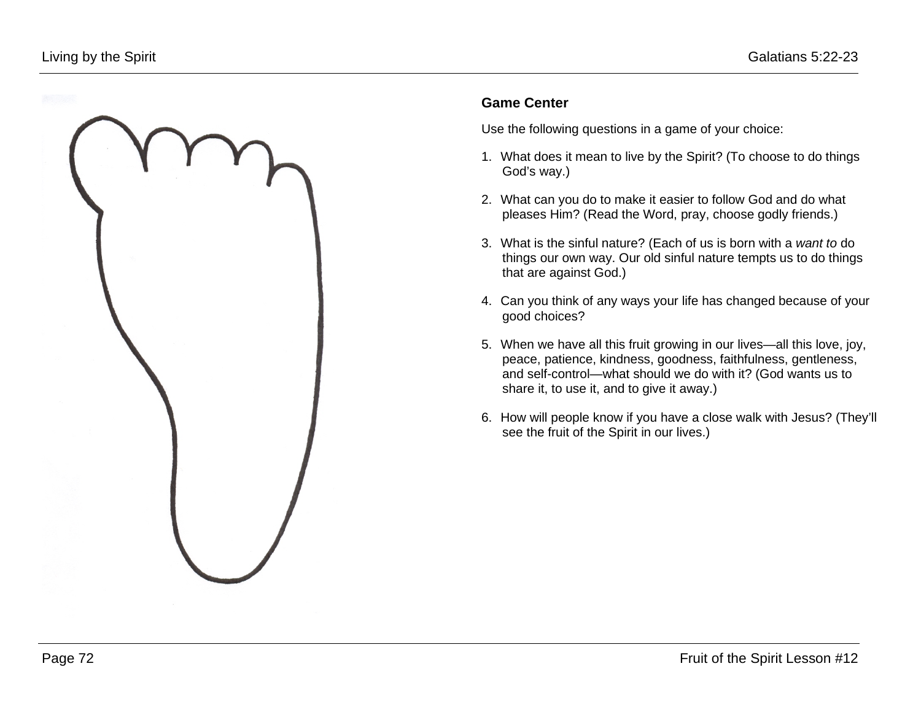**Game Center**

Use the following questions in a game of your choice:

1. What does it mean to live by the Spirit? (To choose to do things God's way.)
2. What can you do to make it easier to follow God and do what pleases Him? (Read the Word, pray, choose godly friends.)
3. What is the sinful nature? (Each of us is born with a *want to* do things our own way. Our old sinful nature tempts us to do things that are against God.)
4. Can you think of any ways your life has changed because of your good choices?
5. When we have all this fruit growing in our lives—all this love, joy, peace, patience, kindness, goodness, faithfulness, gentleness, and self-control—what should we do with it? (God wants us to share it, to use it, and to give it away.)
6. How will people know if you have a close walk with Jesus? (They'll see the fruit of the Spirit in our lives.)